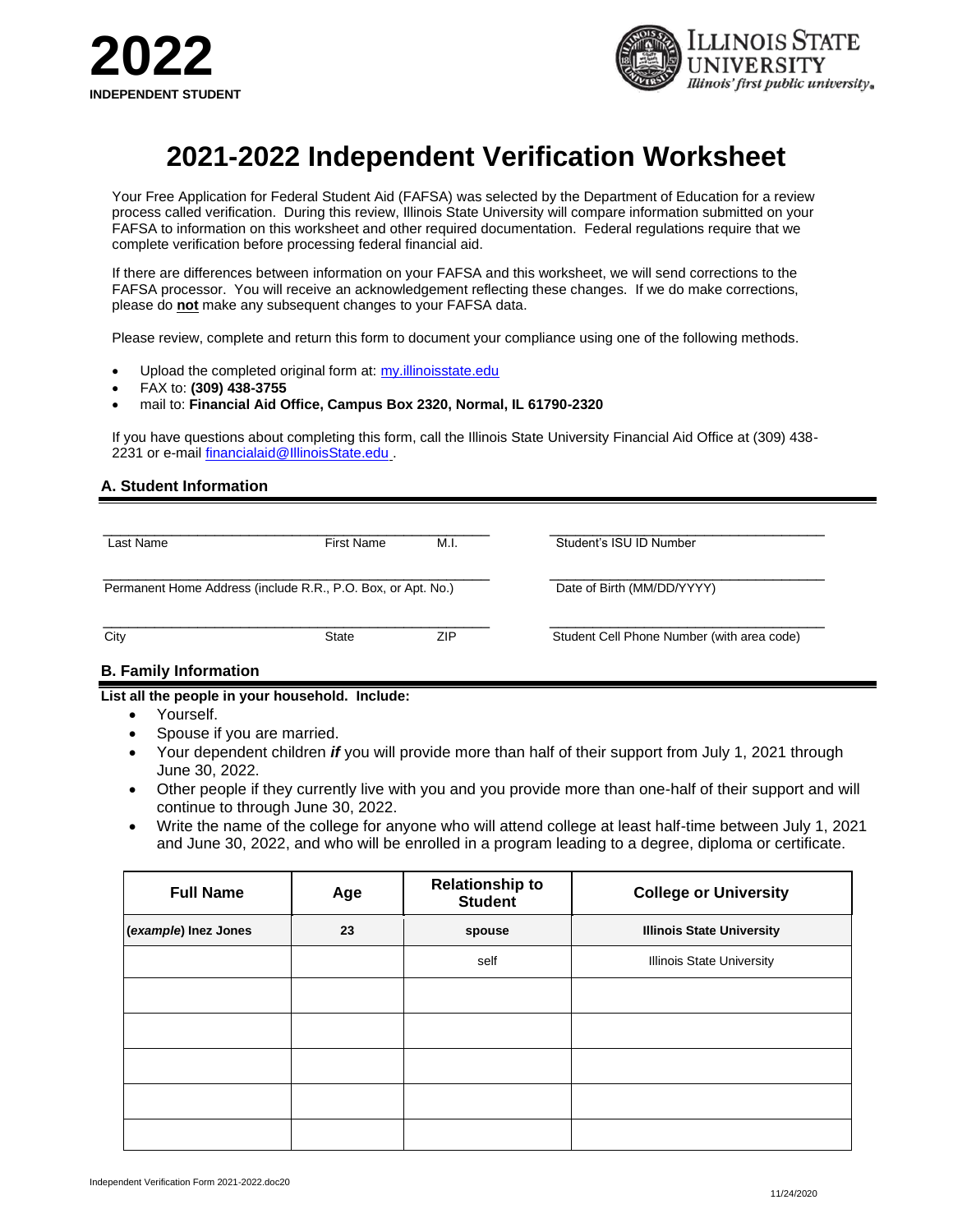**2022**

**INDEPENDENT STUDENT**

ILLINOIS STATE UNIVERSITY
*Illinois' first public university.*

# 2021-2022 Independent Verification Worksheet

Your Free Application for Federal Student Aid (FAFSA) was selected by the Department of Education for a review process called verification. During this review, Illinois State University will compare information submitted on your FAFSA to information on this worksheet and other required documentation. Federal regulations require that we complete verification before processing federal financial aid.

If there are differences between information on your FAFSA and this worksheet, we will send corrections to the FAFSA processor. You will receive an acknowledgement reflecting these changes. If we do make corrections, please do **not** make any subsequent changes to your FAFSA data.

Please review, complete and return this form to document your compliance using one of the following methods.

- Upload the completed original form at: my.illinoisstate.edu
- FAX to: **(309) 438-3755**
- mail to: **Financial Aid Office, Campus Box 2320, Normal, IL 61790-2320**

If you have questions about completing this form, call the Illinois State University Financial Aid Office at (309) 438-2231 or e-mail financialaid@IllinoisState.edu .

## A. Student Information

\_\_\_\_\_\_\_\_\_\_\_\_\_\_\_\_\_\_\_\_\_\_\_\_\_\_\_\_\_\_\_\_\_\_\_\_\_\_\_\_\_\_\_\_
Last Name First Name M.I.

\_\_\_\_\_\_\_\_\_\_\_\_\_\_\_\_\_\_\_\_\_\_\_\_\_\_\_\_\_\_\_\_
Student's ISU ID Number

\_\_\_\_\_\_\_\_\_\_\_\_\_\_\_\_\_\_\_\_\_\_\_\_\_\_\_\_\_\_\_\_\_\_\_\_\_\_\_\_\_\_\_\_
Permanent Home Address (include R.R., P.O. Box, or Apt. No.)

\_\_\_\_\_\_\_\_\_\_\_\_\_\_\_\_\_\_\_\_\_\_\_\_\_\_\_\_\_\_\_\_
Date of Birth (MM/DD/YYYY)

\_\_\_\_\_\_\_\_\_\_\_\_\_\_\_\_\_\_\_\_\_\_\_\_\_\_\_\_\_\_\_\_\_\_\_\_\_\_\_\_\_\_\_\_
City State ZIP

\_\_\_\_\_\_\_\_\_\_\_\_\_\_\_\_\_\_\_\_\_\_\_\_\_\_\_\_\_\_\_\_
Student Cell Phone Number (with area code)

## B. Family Information

**List all the people in your household. Include:**

- Yourself.
- Spouse if you are married.
- Your dependent children ***if*** you will provide more than half of their support from July 1, 2021 through June 30, 2022.
- Other people if they currently live with you and you provide more than one-half of their support and will continue to through June 30, 2022.
- Write the name of the college for anyone who will attend college at least half-time between July 1, 2021 and June 30, 2022, and who will be enrolled in a program leading to a degree, diploma or certificate.

| Full Name | Age | Relationship to Student | College or University |
|---|---|---|---|
| ***(example)* Inez Jones** | **23** | **spouse** | **Illinois State University** |
| | | self | Illinois State University |
| | | | |
| | | | |
| | | | |
| | | | |
| | | | |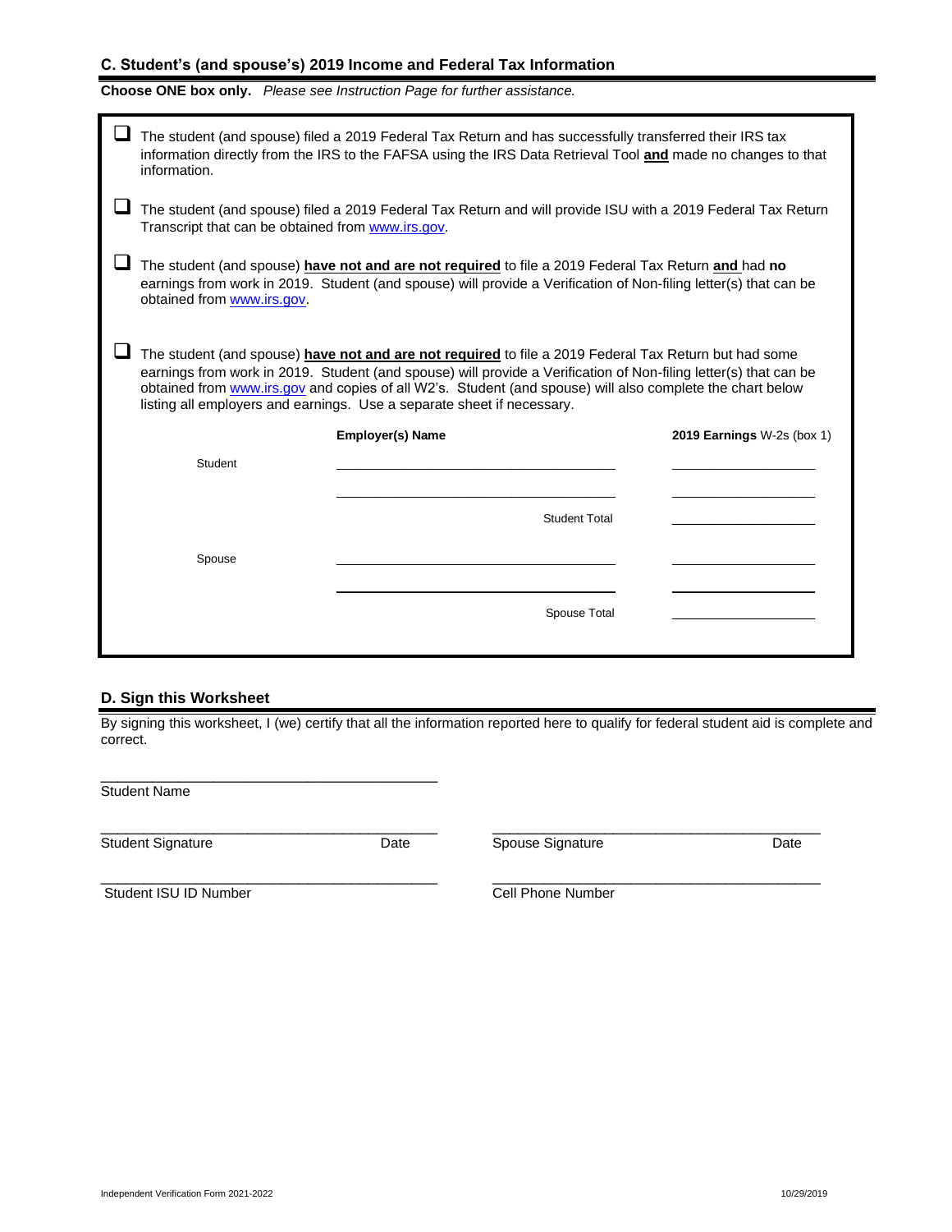## C. Student's (and spouse's) 2019 Income and Federal Tax Information

**Choose ONE box only.** *Please see Instruction Page for further assistance.*

☐ The student (and spouse) filed a 2019 Federal Tax Return and has successfully transferred their IRS tax information directly from the IRS to the FAFSA using the IRS Data Retrieval Tool **and** made no changes to that information.

☐ The student (and spouse) filed a 2019 Federal Tax Return and will provide ISU with a 2019 Federal Tax Return Transcript that can be obtained from www.irs.gov.

☐ The student (and spouse) **have not and are not required** to file a 2019 Federal Tax Return **and** had **no** earnings from work in 2019. Student (and spouse) will provide a Verification of Non-filing letter(s) that can be obtained from www.irs.gov.

☐ The student (and spouse) **have not and are not required** to file a 2019 Federal Tax Return but had some earnings from work in 2019. Student (and spouse) will provide a Verification of Non-filing letter(s) that can be obtained from www.irs.gov and copies of all W2's. Student (and spouse) will also complete the chart below listing all employers and earnings. Use a separate sheet if necessary.

| | **Employer(s) Name** | **2019 Earnings** W-2s (box 1) |
|---|---|---|
| Student | ______________________ | ____________ |
| | ______________________ | ____________ |
| | Student Total | ____________ |
| Spouse | ______________________ | ____________ |
| | ______________________ | ____________ |
| | Spouse Total | ____________ |

## D. Sign this Worksheet

By signing this worksheet, I (we) certify that all the information reported here to qualify for federal student aid is complete and correct.

______________________________________
Student Name

______________________________________ ______________________________________
Student Signature Date Spouse Signature Date

______________________________________ ______________________________________
Student ISU ID Number Cell Phone Number

Independent Verification Form 2021-2022 10/29/2019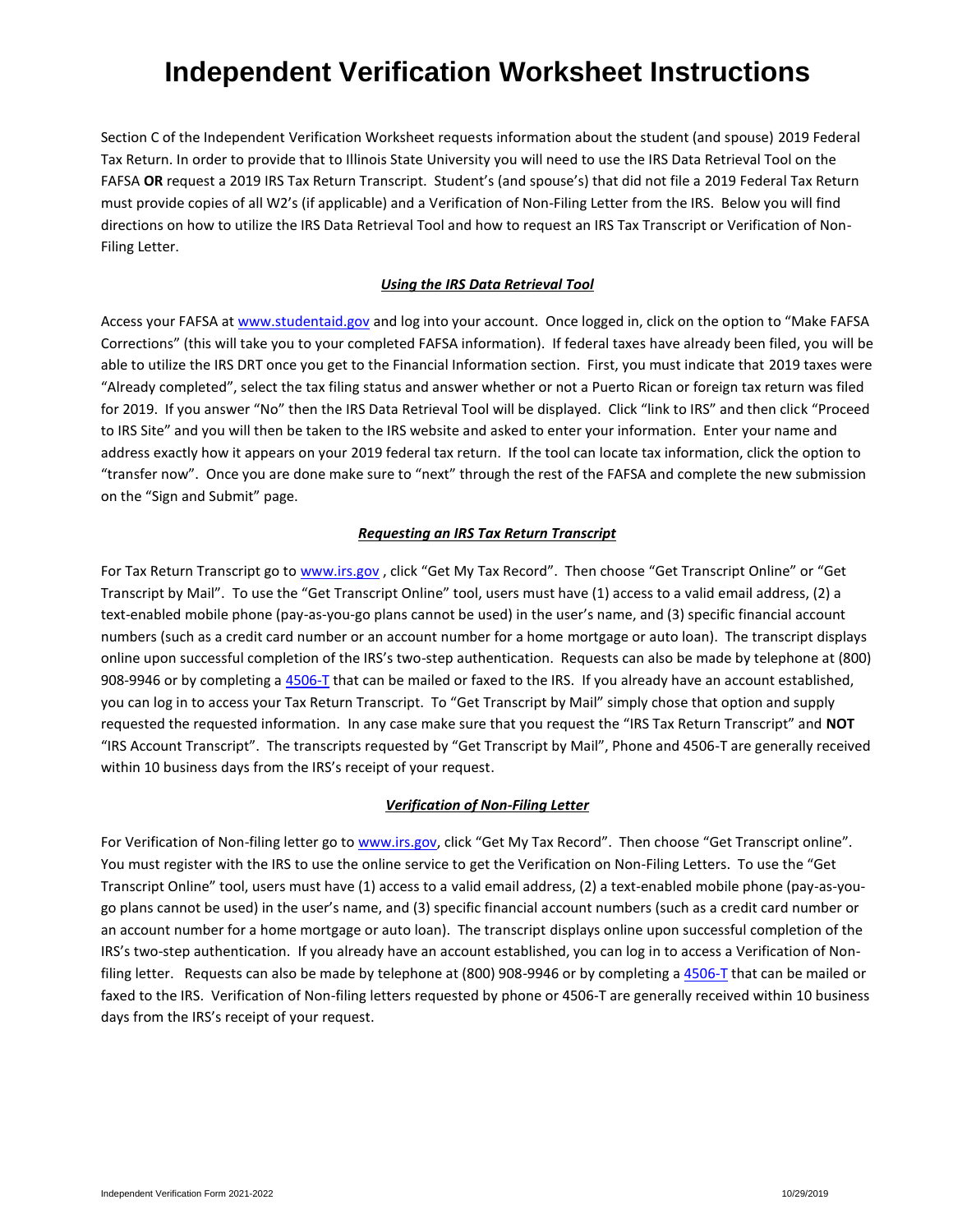# Independent Verification Worksheet Instructions

Section C of the Independent Verification Worksheet requests information about the student (and spouse) 2019 Federal Tax Return. In order to provide that to Illinois State University you will need to use the IRS Data Retrieval Tool on the FAFSA **OR** request a 2019 IRS Tax Return Transcript. Student's (and spouse's) that did not file a 2019 Federal Tax Return must provide copies of all W2's (if applicable) and a Verification of Non-Filing Letter from the IRS. Below you will find directions on how to utilize the IRS Data Retrieval Tool and how to request an IRS Tax Transcript or Verification of Non-Filing Letter.

***Using the IRS Data Retrieval Tool***

Access your FAFSA at [www.studentaid.gov](www.studentaid.gov) and log into your account. Once logged in, click on the option to "Make FAFSA Corrections" (this will take you to your completed FAFSA information). If federal taxes have already been filed, you will be able to utilize the IRS DRT once you get to the Financial Information section. First, you must indicate that 2019 taxes were "Already completed", select the tax filing status and answer whether or not a Puerto Rican or foreign tax return was filed for 2019. If you answer "No" then the IRS Data Retrieval Tool will be displayed. Click "link to IRS" and then click "Proceed to IRS Site" and you will then be taken to the IRS website and asked to enter your information. Enter your name and address exactly how it appears on your 2019 federal tax return. If the tool can locate tax information, click the option to "transfer now". Once you are done make sure to "next" through the rest of the FAFSA and complete the new submission on the "Sign and Submit" page.

***Requesting an IRS Tax Return Transcript***

For Tax Return Transcript go to [www.irs.gov](www.irs.gov) , click "Get My Tax Record". Then choose "Get Transcript Online" or "Get Transcript by Mail". To use the "Get Transcript Online" tool, users must have (1) access to a valid email address, (2) a text-enabled mobile phone (pay-as-you-go plans cannot be used) in the user's name, and (3) specific financial account numbers (such as a credit card number or an account number for a home mortgage or auto loan). The transcript displays online upon successful completion of the IRS's two-step authentication. Requests can also be made by telephone at (800) 908-9946 or by completing a 4506-T that can be mailed or faxed to the IRS. If you already have an account established, you can log in to access your Tax Return Transcript. To "Get Transcript by Mail" simply chose that option and supply requested the requested information. In any case make sure that you request the "IRS Tax Return Transcript" and **NOT** "IRS Account Transcript". The transcripts requested by "Get Transcript by Mail", Phone and 4506-T are generally received within 10 business days from the IRS's receipt of your request.

***Verification of Non-Filing Letter***

For Verification of Non-filing letter go to [www.irs.gov](www.irs.gov), click "Get My Tax Record". Then choose "Get Transcript online". You must register with the IRS to use the online service to get the Verification on Non-Filing Letters. To use the "Get Transcript Online" tool, users must have (1) access to a valid email address, (2) a text-enabled mobile phone (pay-as-you-go plans cannot be used) in the user's name, and (3) specific financial account numbers (such as a credit card number or an account number for a home mortgage or auto loan). The transcript displays online upon successful completion of the IRS's two-step authentication. If you already have an account established, you can log in to access a Verification of Non-filing letter. Requests can also be made by telephone at (800) 908-9946 or by completing a 4506-T that can be mailed or faxed to the IRS. Verification of Non-filing letters requested by phone or 4506-T are generally received within 10 business days from the IRS's receipt of your request.